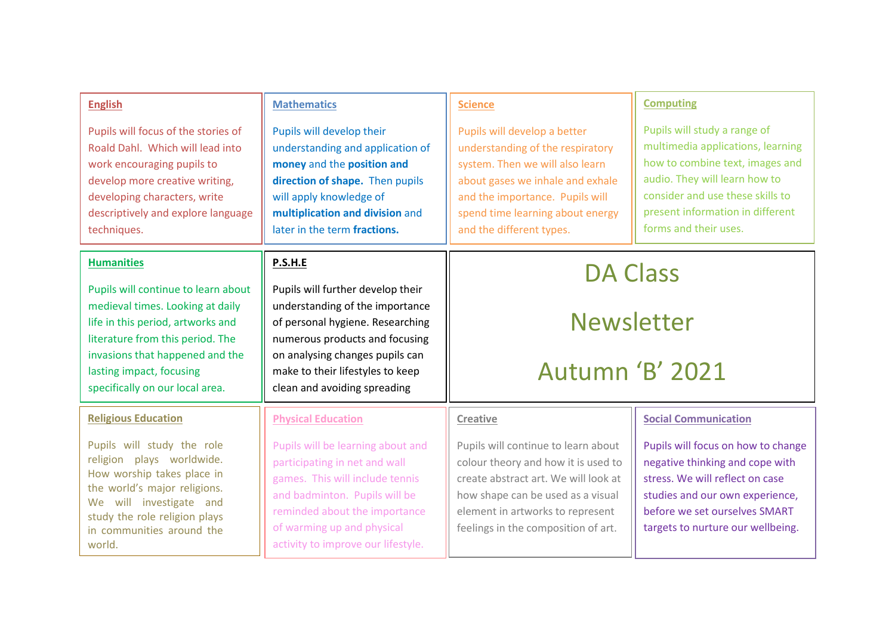# DA Class Newsletter Autumn 'B' 2021

## English

Pupils will focus of the stories of Roald Dahl. Which will lead into work encouraging pupils to develop more creative writing, developing characters, write descriptively and explore language techniques.

## Mathematics

Pupils will develop their understanding and application of **money** and the **position and direction of shape.** Then pupils will apply knowledge of **multiplication and division** and later in the term **fractions.**

## Science

Pupils will develop a better understanding of the respiratory system. Then we will also learn about gases we inhale and exhale and the importance. Pupils will spend time learning about energy and the different types.

## Computing

Pupils will study a range of multimedia applications, learning how to combine text, images and audio. They will learn how to consider and use these skills to present information in different forms and their uses.

## Humanities

Pupils will continue to learn about medieval times. Looking at daily life in this period, artworks and literature from this period. The invasions that happened and the lasting impact, focusing specifically on our local area.

## P.S.H.E

Pupils will further develop their understanding of the importance of personal hygiene. Researching numerous products and focusing on analysing changes pupils can make to their lifestyles to keep clean and avoiding spreading

## Religious Education

Pupils will study the role religion plays worldwide. How worship takes place in the world's major religions. We will investigate and study the role religion plays in communities around the world.

## Physical Education

Pupils will be learning about and participating in net and wall games. This will include tennis and badminton. Pupils will be reminded about the importance of warming up and physical activity to improve our lifestyle.

## Creative

Pupils will continue to learn about colour theory and how it is used to create abstract art. We will look at how shape can be used as a visual element in artworks to represent feelings in the composition of art.

## Social Communication

Pupils will focus on how to change negative thinking and cope with stress. We will reflect on case studies and our own experience, before we set ourselves SMART targets to nurture our wellbeing.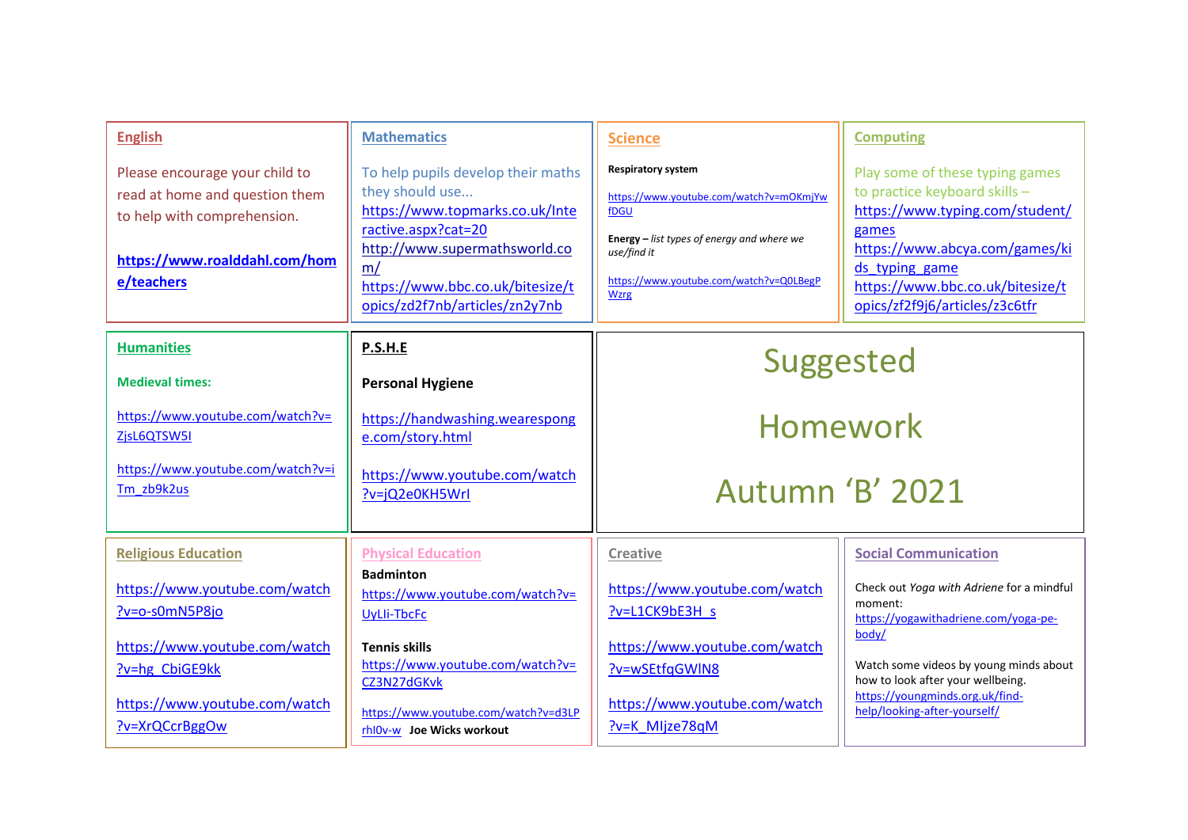# Suggested Homework Autumn 'B' 2021

## English

Please encourage your child to read at home and question them to help with comprehension.

**https://www.roalddahl.com/home/teachers**

## Mathematics

To help pupils develop their maths they should use...

https://www.topmarks.co.uk/Interactive.aspx?cat=20

http://www.supermathsworld.com/

https://www.bbc.co.uk/bitesize/topics/zd2f7nb/articles/zn2y7nb

## Science

**Respiratory system**

https://www.youtube.com/watch?v=mOKmjYwfDGU

**Energy –** *list types of energy and where we use/find it*

https://www.youtube.com/watch?v=Q0LBegPWzrg

## Computing

Play some of these typing games to practice keyboard skills –

https://www.typing.com/student/games

https://www.abcya.com/games/kids_typing_game

https://www.bbc.co.uk/bitesize/topics/zf2f9j6/articles/z3c6tfr

## Humanities

**Medieval times:**

https://www.youtube.com/watch?v=ZjsL6QTSW5I

https://www.youtube.com/watch?v=iTm_zb9k2us

## P.S.H.E

**Personal Hygiene**

https://handwashing.wearesponge.com/story.html

https://www.youtube.com/watch?v=jQ2e0KH5WrI

## Religious Education

https://www.youtube.com/watch?v=o-s0mN5P8jo

https://www.youtube.com/watch?v=hg_CbiGE9kk

https://www.youtube.com/watch?v=XrQCcrBggOw

## Physical Education

**Badminton**

https://www.youtube.com/watch?v=UyLIi-TbcFc

**Tennis skills**

https://www.youtube.com/watch?v=CZ3N27dGKvk

https://www.youtube.com/watch?v=d3LPrhI0v-w **Joe Wicks workout**

## Creative

https://www.youtube.com/watch?v=L1CK9bE3H_s

https://www.youtube.com/watch?v=wSEtfqGWlN8

https://www.youtube.com/watch?v=K_MIjze78qM

## Social Communication

Check out *Yoga with Adriene* for a mindful moment:

https://yogawithadriene.com/yoga-pe-body/

Watch some videos by young minds about how to look after your wellbeing.

https://youngminds.org.uk/find-help/looking-after-yourself/